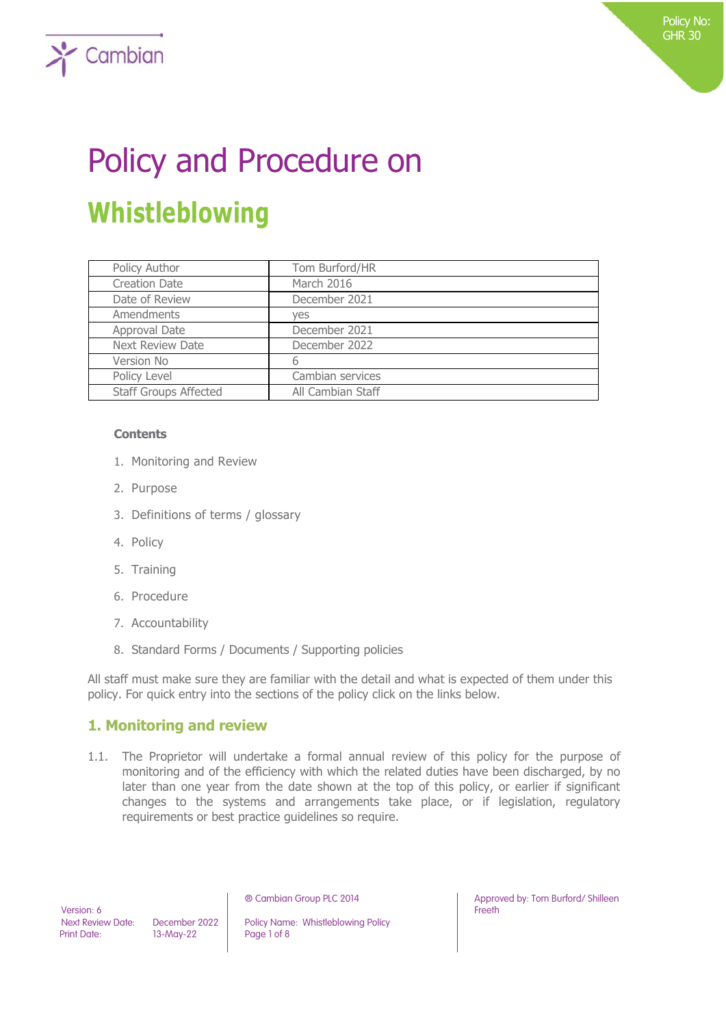# Policy and Procedure on

# Whistleblowing

| Policy Author | Tom Burford/HR |
|---|---|
| Creation Date | March 2016 |
| Date of Review | December 2021 |
| Amendments | yes |
| Approval Date | December 2021 |
| Next Review Date | December 2022 |
| Version No | 6 |
| Policy Level | Cambian services |
| Staff Groups Affected | All Cambian Staff |

**Contents**

1. Monitoring and Review
2. Purpose
3. Definitions of terms / glossary
4. Policy
5. Training
6. Procedure
7. Accountability
8. Standard Forms / Documents / Supporting policies

All staff must make sure they are familiar with the detail and what is expected of them under this policy. For quick entry into the sections of the policy click on the links below.

## 1. Monitoring and review

1.1. The Proprietor will undertake a formal annual review of this policy for the purpose of monitoring and of the efficiency with which the related duties have been discharged, by no later than one year from the date shown at the top of this policy, or earlier if significant changes to the systems and arrangements take place, or if legislation, regulatory requirements or best practice guidelines so require.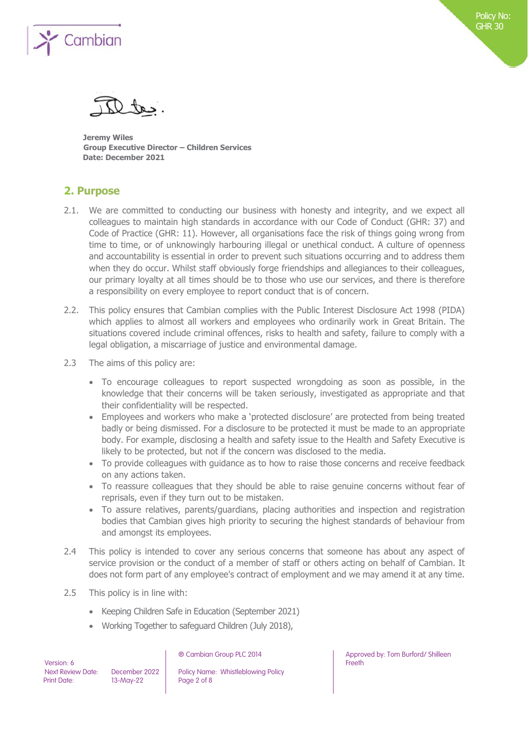Jeremy Wiles
**Group Executive Director – Children Services**
**Date: December 2021**

## 2. Purpose

2.1. We are committed to conducting our business with honesty and integrity, and we expect all colleagues to maintain high standards in accordance with our Code of Conduct (GHR: 37) and Code of Practice (GHR: 11). However, all organisations face the risk of things going wrong from time to time, or of unknowingly harbouring illegal or unethical conduct. A culture of openness and accountability is essential in order to prevent such situations occurring and to address them when they do occur. Whilst staff obviously forge friendships and allegiances to their colleagues, our primary loyalty at all times should be to those who use our services, and there is therefore a responsibility on every employee to report conduct that is of concern.

2.2. This policy ensures that Cambian complies with the Public Interest Disclosure Act 1998 (PIDA) which applies to almost all workers and employees who ordinarily work in Great Britain. The situations covered include criminal offences, risks to health and safety, failure to comply with a legal obligation, a miscarriage of justice and environmental damage.

2.3 The aims of this policy are:

- To encourage colleagues to report suspected wrongdoing as soon as possible, in the knowledge that their concerns will be taken seriously, investigated as appropriate and that their confidentiality will be respected.
- Employees and workers who make a 'protected disclosure' are protected from being treated badly or being dismissed. For a disclosure to be protected it must be made to an appropriate body. For example, disclosing a health and safety issue to the Health and Safety Executive is likely to be protected, but not if the concern was disclosed to the media.
- To provide colleagues with guidance as to how to raise those concerns and receive feedback on any actions taken.
- To reassure colleagues that they should be able to raise genuine concerns without fear of reprisals, even if they turn out to be mistaken.
- To assure relatives, parents/guardians, placing authorities and inspection and registration bodies that Cambian gives high priority to securing the highest standards of behaviour from and amongst its employees.

2.4 This policy is intended to cover any serious concerns that someone has about any aspect of service provision or the conduct of a member of staff or others acting on behalf of Cambian. It does not form part of any employee's contract of employment and we may amend it at any time.

2.5 This policy is in line with:

- Keeping Children Safe in Education (September 2021)
- Working Together to safeguard Children (July 2018),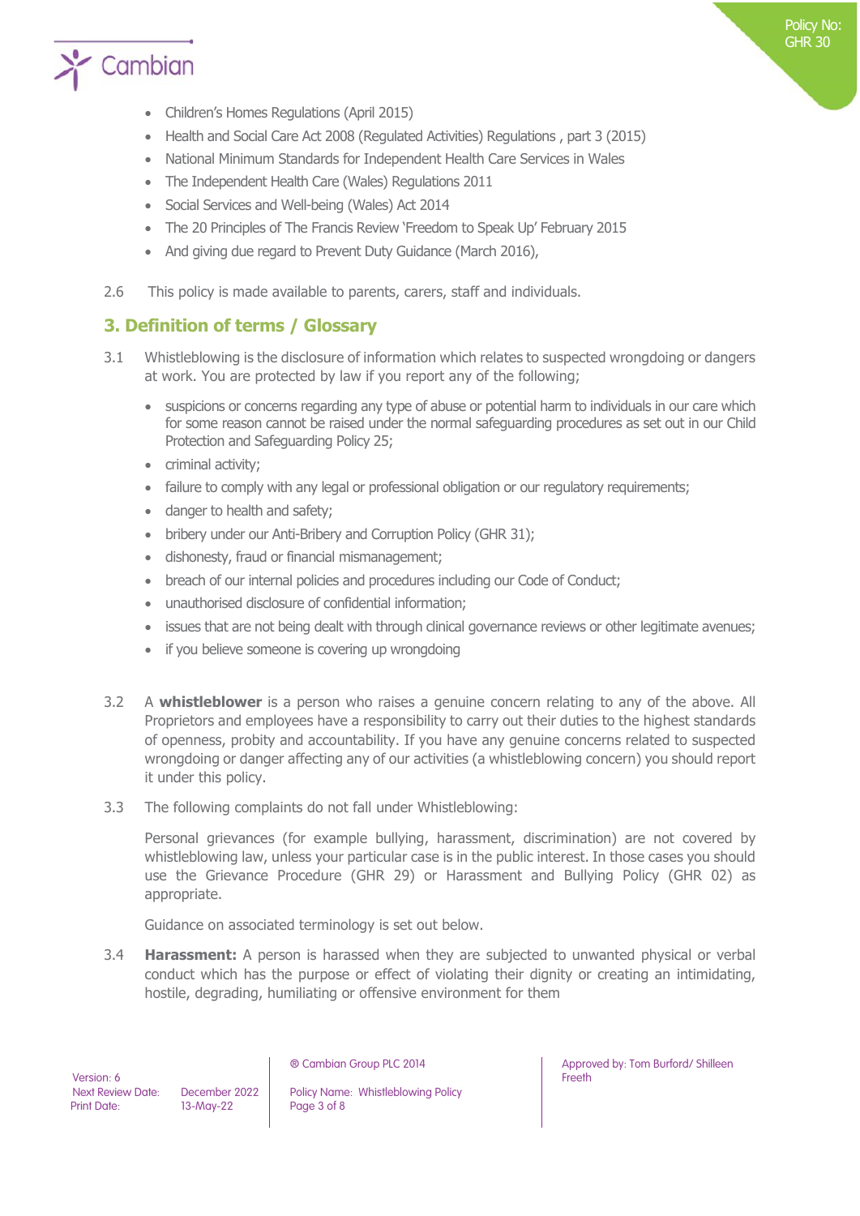- Children's Homes Regulations (April 2015)
- Health and Social Care Act 2008 (Regulated Activities) Regulations , part 3 (2015)
- National Minimum Standards for Independent Health Care Services in Wales
- The Independent Health Care (Wales) Regulations 2011
- Social Services and Well-being (Wales) Act 2014
- The 20 Principles of The Francis Review 'Freedom to Speak Up' February 2015
- And giving due regard to Prevent Duty Guidance (March 2016),

2.6 This policy is made available to parents, carers, staff and individuals.

## 3. Definition of terms / Glossary

3.1 Whistleblowing is the disclosure of information which relates to suspected wrongdoing or dangers at work. You are protected by law if you report any of the following;

- suspicions or concerns regarding any type of abuse or potential harm to individuals in our care which for some reason cannot be raised under the normal safeguarding procedures as set out in our Child Protection and Safeguarding Policy 25;
- criminal activity;
- failure to comply with any legal or professional obligation or our regulatory requirements;
- danger to health and safety;
- bribery under our Anti-Bribery and Corruption Policy (GHR 31);
- dishonesty, fraud or financial mismanagement;
- breach of our internal policies and procedures including our Code of Conduct;
- unauthorised disclosure of confidential information;
- issues that are not being dealt with through clinical governance reviews or other legitimate avenues;
- if you believe someone is covering up wrongdoing

3.2 A **whistleblower** is a person who raises a genuine concern relating to any of the above. All Proprietors and employees have a responsibility to carry out their duties to the highest standards of openness, probity and accountability. If you have any genuine concerns related to suspected wrongdoing or danger affecting any of our activities (a whistleblowing concern) you should report it under this policy.

3.3 The following complaints do not fall under Whistleblowing:

Personal grievances (for example bullying, harassment, discrimination) are not covered by whistleblowing law, unless your particular case is in the public interest. In those cases you should use the Grievance Procedure (GHR 29) or Harassment and Bullying Policy (GHR 02) as appropriate.

Guidance on associated terminology is set out below.

3.4 **Harassment:** A person is harassed when they are subjected to unwanted physical or verbal conduct which has the purpose or effect of violating their dignity or creating an intimidating, hostile, degrading, humiliating or offensive environment for them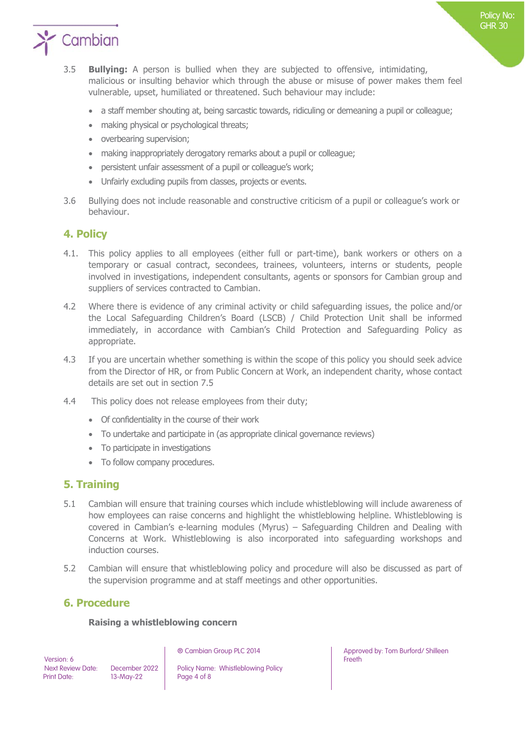3.5 **Bullying:** A person is bullied when they are subjected to offensive, intimidating, malicious or insulting behavior which through the abuse or misuse of power makes them feel vulnerable, upset, humiliated or threatened. Such behaviour may include:

- a staff member shouting at, being sarcastic towards, ridiculing or demeaning a pupil or colleague;
- making physical or psychological threats;
- overbearing supervision;
- making inappropriately derogatory remarks about a pupil or colleague;
- persistent unfair assessment of a pupil or colleague's work;
- Unfairly excluding pupils from classes, projects or events.

3.6 Bullying does not include reasonable and constructive criticism of a pupil or colleague's work or behaviour.

## 4. Policy

4.1. This policy applies to all employees (either full or part-time), bank workers or others on a temporary or casual contract, secondees, trainees, volunteers, interns or students, people involved in investigations, independent consultants, agents or sponsors for Cambian group and suppliers of services contracted to Cambian.

4.2 Where there is evidence of any criminal activity or child safeguarding issues, the police and/or the Local Safeguarding Children's Board (LSCB) / Child Protection Unit shall be informed immediately, in accordance with Cambian's Child Protection and Safeguarding Policy as appropriate.

4.3 If you are uncertain whether something is within the scope of this policy you should seek advice from the Director of HR, or from Public Concern at Work, an independent charity, whose contact details are set out in section 7.5

4.4 This policy does not release employees from their duty;

- Of confidentiality in the course of their work
- To undertake and participate in (as appropriate clinical governance reviews)
- To participate in investigations
- To follow company procedures.

## 5. Training

5.1 Cambian will ensure that training courses which include whistleblowing will include awareness of how employees can raise concerns and highlight the whistleblowing helpline. Whistleblowing is covered in Cambian's e-learning modules (Myrus) – Safeguarding Children and Dealing with Concerns at Work. Whistleblowing is also incorporated into safeguarding workshops and induction courses.

5.2 Cambian will ensure that whistleblowing policy and procedure will also be discussed as part of the supervision programme and at staff meetings and other opportunities.

## 6. Procedure

**Raising a whistleblowing concern**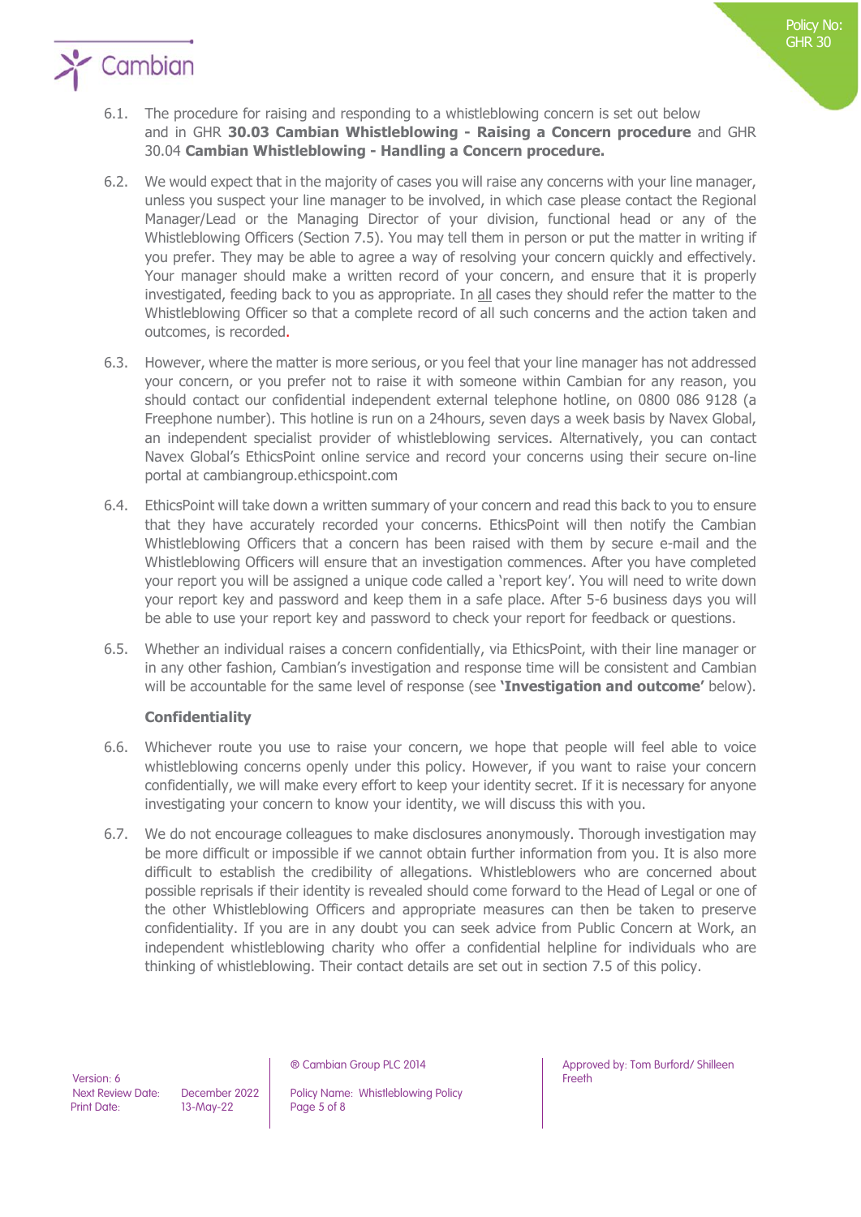6.1. The procedure for raising and responding to a whistleblowing concern is set out below and in GHR **30.03 Cambian Whistleblowing - Raising a Concern procedure** and GHR 30.04 **Cambian Whistleblowing - Handling a Concern procedure.**

6.2. We would expect that in the majority of cases you will raise any concerns with your line manager, unless you suspect your line manager to be involved, in which case please contact the Regional Manager/Lead or the Managing Director of your division, functional head or any of the Whistleblowing Officers (Section 7.5). You may tell them in person or put the matter in writing if you prefer. They may be able to agree a way of resolving your concern quickly and effectively. Your manager should make a written record of your concern, and ensure that it is properly investigated, feeding back to you as appropriate. In <u>all</u> cases they should refer the matter to the Whistleblowing Officer so that a complete record of all such concerns and the action taken and outcomes, is recorded.

6.3. However, where the matter is more serious, or you feel that your line manager has not addressed your concern, or you prefer not to raise it with someone within Cambian for any reason, you should contact our confidential independent external telephone hotline, on 0800 086 9128 (a Freephone number). This hotline is run on a 24hours, seven days a week basis by Navex Global, an independent specialist provider of whistleblowing services. Alternatively, you can contact Navex Global's EthicsPoint online service and record your concerns using their secure on-line portal at cambiangroup.ethicspoint.com

6.4. EthicsPoint will take down a written summary of your concern and read this back to you to ensure that they have accurately recorded your concerns. EthicsPoint will then notify the Cambian Whistleblowing Officers that a concern has been raised with them by secure e-mail and the Whistleblowing Officers will ensure that an investigation commences. After you have completed your report you will be assigned a unique code called a 'report key'. You will need to write down your report key and password and keep them in a safe place. After 5-6 business days you will be able to use your report key and password to check your report for feedback or questions.

6.5. Whether an individual raises a concern confidentially, via EthicsPoint, with their line manager or in any other fashion, Cambian's investigation and response time will be consistent and Cambian will be accountable for the same level of response (see **'Investigation and outcome'** below).

**Confidentiality**

6.6. Whichever route you use to raise your concern, we hope that people will feel able to voice whistleblowing concerns openly under this policy. However, if you want to raise your concern confidentially, we will make every effort to keep your identity secret. If it is necessary for anyone investigating your concern to know your identity, we will discuss this with you.

6.7. We do not encourage colleagues to make disclosures anonymously. Thorough investigation may be more difficult or impossible if we cannot obtain further information from you. It is also more difficult to establish the credibility of allegations. Whistleblowers who are concerned about possible reprisals if their identity is revealed should come forward to the Head of Legal or one of the other Whistleblowing Officers and appropriate measures can then be taken to preserve confidentiality. If you are in any doubt you can seek advice from Public Concern at Work, an independent whistleblowing charity who offer a confidential helpline for individuals who are thinking of whistleblowing. Their contact details are set out in section 7.5 of this policy.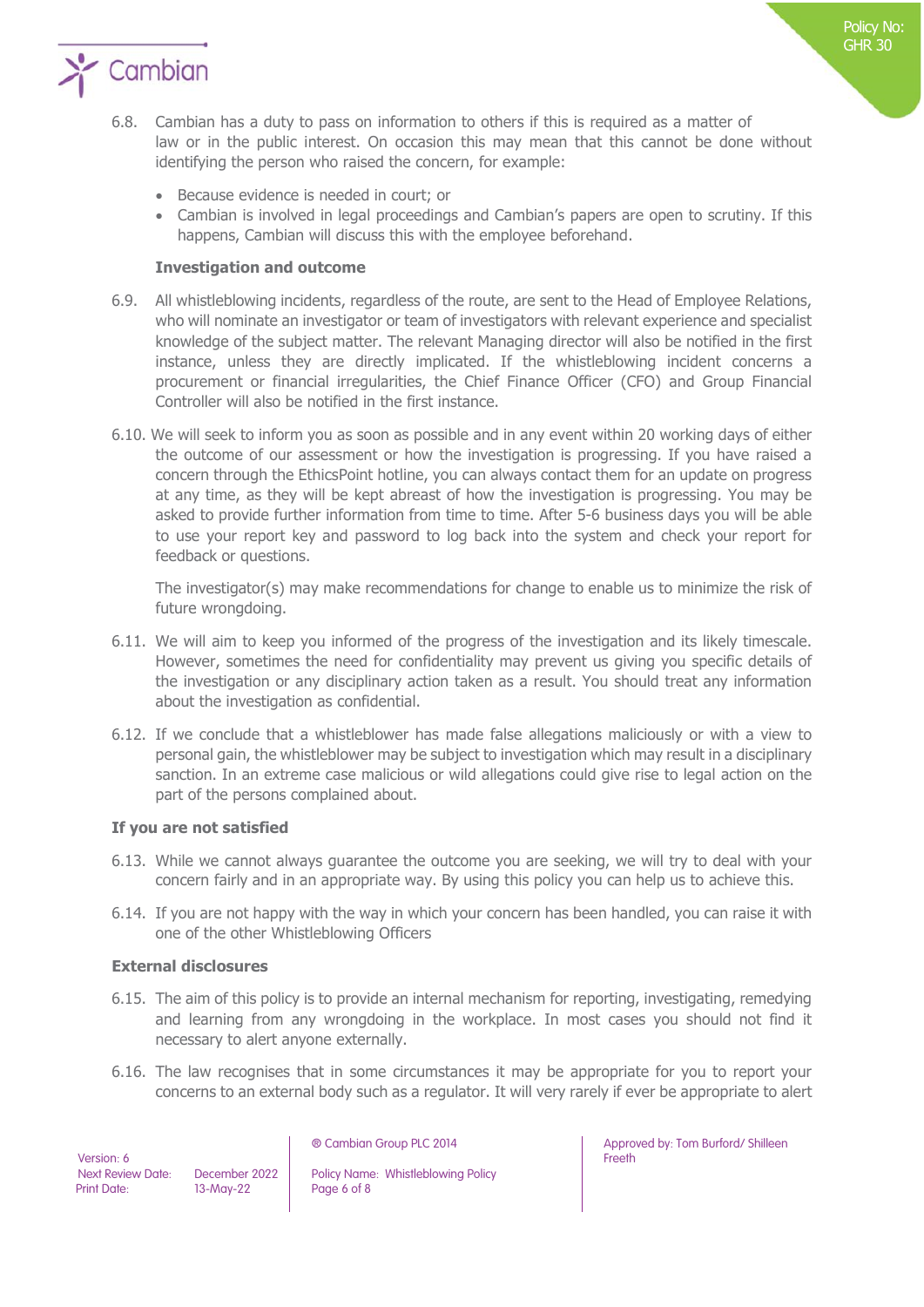6.8. Cambian has a duty to pass on information to others if this is required as a matter of law or in the public interest. On occasion this may mean that this cannot be done without identifying the person who raised the concern, for example:

- Because evidence is needed in court; or
- Cambian is involved in legal proceedings and Cambian's papers are open to scrutiny. If this happens, Cambian will discuss this with the employee beforehand.

**Investigation and outcome**

6.9. All whistleblowing incidents, regardless of the route, are sent to the Head of Employee Relations, who will nominate an investigator or team of investigators with relevant experience and specialist knowledge of the subject matter. The relevant Managing director will also be notified in the first instance, unless they are directly implicated. If the whistleblowing incident concerns a procurement or financial irregularities, the Chief Finance Officer (CFO) and Group Financial Controller will also be notified in the first instance.

6.10. We will seek to inform you as soon as possible and in any event within 20 working days of either the outcome of our assessment or how the investigation is progressing. If you have raised a concern through the EthicsPoint hotline, you can always contact them for an update on progress at any time, as they will be kept abreast of how the investigation is progressing. You may be asked to provide further information from time to time. After 5-6 business days you will be able to use your report key and password to log back into the system and check your report for feedback or questions.

The investigator(s) may make recommendations for change to enable us to minimize the risk of future wrongdoing.

6.11. We will aim to keep you informed of the progress of the investigation and its likely timescale. However, sometimes the need for confidentiality may prevent us giving you specific details of the investigation or any disciplinary action taken as a result. You should treat any information about the investigation as confidential.

6.12. If we conclude that a whistleblower has made false allegations maliciously or with a view to personal gain, the whistleblower may be subject to investigation which may result in a disciplinary sanction. In an extreme case malicious or wild allegations could give rise to legal action on the part of the persons complained about.

**If you are not satisfied**

6.13. While we cannot always guarantee the outcome you are seeking, we will try to deal with your concern fairly and in an appropriate way. By using this policy you can help us to achieve this.

6.14. If you are not happy with the way in which your concern has been handled, you can raise it with one of the other Whistleblowing Officers

**External disclosures**

6.15. The aim of this policy is to provide an internal mechanism for reporting, investigating, remedying and learning from any wrongdoing in the workplace. In most cases you should not find it necessary to alert anyone externally.

6.16. The law recognises that in some circumstances it may be appropriate for you to report your concerns to an external body such as a regulator. It will very rarely if ever be appropriate to alert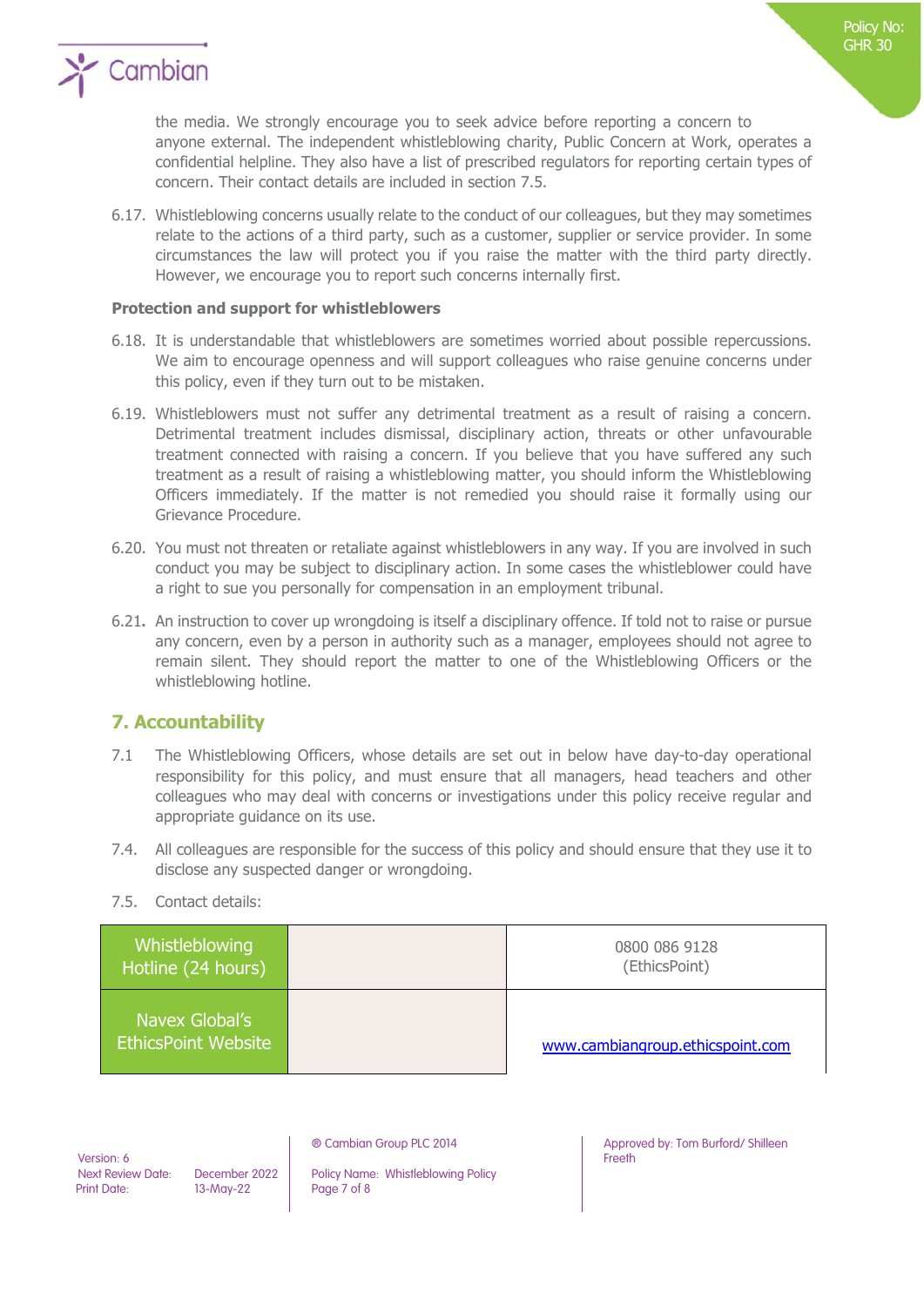the media. We strongly encourage you to seek advice before reporting a concern to anyone external. The independent whistleblowing charity, Public Concern at Work, operates a confidential helpline. They also have a list of prescribed regulators for reporting certain types of concern. Their contact details are included in section 7.5.

6.17. Whistleblowing concerns usually relate to the conduct of our colleagues, but they may sometimes relate to the actions of a third party, such as a customer, supplier or service provider. In some circumstances the law will protect you if you raise the matter with the third party directly. However, we encourage you to report such concerns internally first.

**Protection and support for whistleblowers**

6.18. It is understandable that whistleblowers are sometimes worried about possible repercussions. We aim to encourage openness and will support colleagues who raise genuine concerns under this policy, even if they turn out to be mistaken.

6.19. Whistleblowers must not suffer any detrimental treatment as a result of raising a concern. Detrimental treatment includes dismissal, disciplinary action, threats or other unfavourable treatment connected with raising a concern. If you believe that you have suffered any such treatment as a result of raising a whistleblowing matter, you should inform the Whistleblowing Officers immediately. If the matter is not remedied you should raise it formally using our Grievance Procedure.

6.20. You must not threaten or retaliate against whistleblowers in any way. If you are involved in such conduct you may be subject to disciplinary action. In some cases the whistleblower could have a right to sue you personally for compensation in an employment tribunal.

6.21. An instruction to cover up wrongdoing is itself a disciplinary offence. If told not to raise or pursue any concern, even by a person in authority such as a manager, employees should not agree to remain silent. They should report the matter to one of the Whistleblowing Officers or the whistleblowing hotline.

## 7. Accountability

7.1 The Whistleblowing Officers, whose details are set out in below have day-to-day operational responsibility for this policy, and must ensure that all managers, head teachers and other colleagues who may deal with concerns or investigations under this policy receive regular and appropriate guidance on its use.

7.4. All colleagues are responsible for the success of this policy and should ensure that they use it to disclose any suspected danger or wrongdoing.

7.5. Contact details:

| | | |
|---|---|---|
| Whistleblowing Hotline (24 hours) | | 0800 086 9128 (EthicsPoint) |
| Navex Global's EthicsPoint Website | | www.cambiangroup.ethicspoint.com |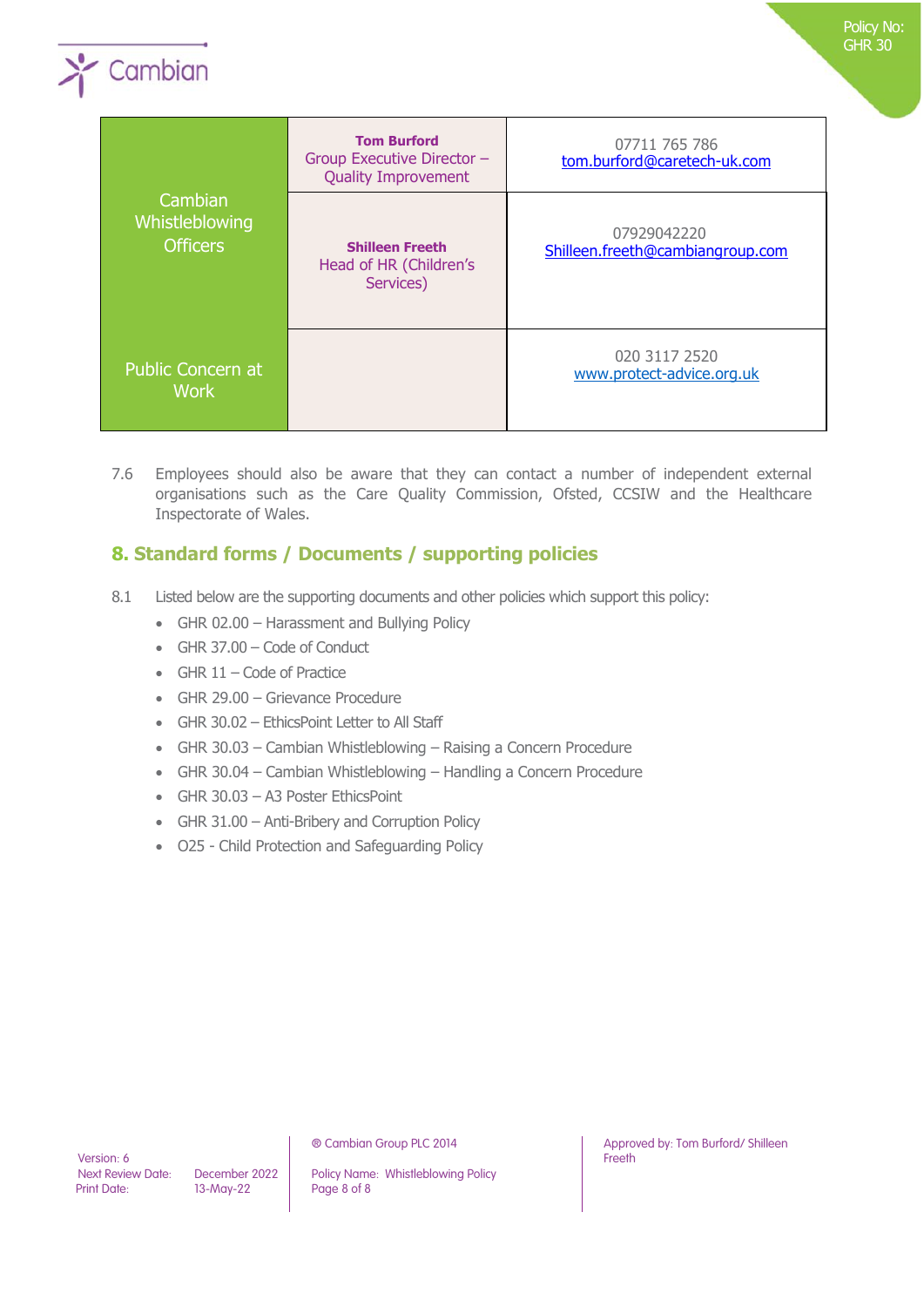| | | |
|---|---|---|
| Cambian Whistleblowing Officers | **Tom Burford**<br>Group Executive Director – Quality Improvement | 07711 765 786<br>tom.burford@caretech-uk.com |
| | **Shilleen Freeth**<br>Head of HR (Children's Services) | 07929042220<br>Shilleen.freeth@cambiangroup.com |
| Public Concern at Work | | 020 3117 2520<br>www.protect-advice.org.uk |

7.6 Employees should also be aware that they can contact a number of independent external organisations such as the Care Quality Commission, Ofsted, CCSIW and the Healthcare Inspectorate of Wales.

## 8. Standard forms / Documents / supporting policies

8.1 Listed below are the supporting documents and other policies which support this policy:

- GHR 02.00 – Harassment and Bullying Policy
- GHR 37.00 – Code of Conduct
- GHR 11 – Code of Practice
- GHR 29.00 – Grievance Procedure
- GHR 30.02 – EthicsPoint Letter to All Staff
- GHR 30.03 – Cambian Whistleblowing – Raising a Concern Procedure
- GHR 30.04 – Cambian Whistleblowing – Handling a Concern Procedure
- GHR 30.03 – A3 Poster EthicsPoint
- GHR 31.00 – Anti-Bribery and Corruption Policy
- O25 - Child Protection and Safeguarding Policy